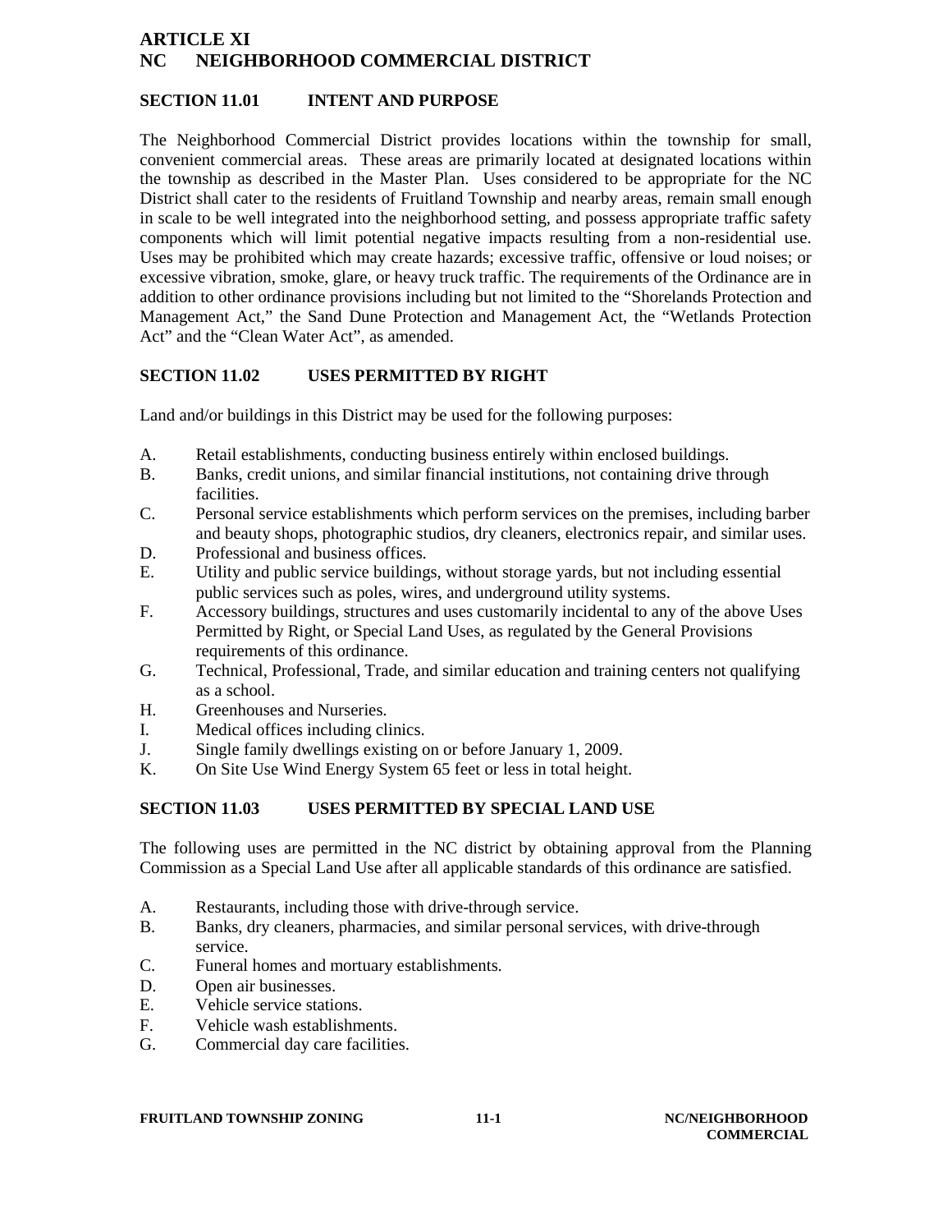# ARTICLE XI
# NC NEIGHBORHOOD COMMERCIAL DISTRICT

## SECTION 11.01 INTENT AND PURPOSE

The Neighborhood Commercial District provides locations within the township for small, convenient commercial areas. These areas are primarily located at designated locations within the township as described in the Master Plan. Uses considered to be appropriate for the NC District shall cater to the residents of Fruitland Township and nearby areas, remain small enough in scale to be well integrated into the neighborhood setting, and possess appropriate traffic safety components which will limit potential negative impacts resulting from a non-residential use. Uses may be prohibited which may create hazards; excessive traffic, offensive or loud noises; or excessive vibration, smoke, glare, or heavy truck traffic. The requirements of the Ordinance are in addition to other ordinance provisions including but not limited to the "Shorelands Protection and Management Act," the Sand Dune Protection and Management Act, the "Wetlands Protection Act" and the "Clean Water Act", as amended.

## SECTION 11.02 USES PERMITTED BY RIGHT

Land and/or buildings in this District may be used for the following purposes:

A. Retail establishments, conducting business entirely within enclosed buildings.
B. Banks, credit unions, and similar financial institutions, not containing drive through facilities.
C. Personal service establishments which perform services on the premises, including barber and beauty shops, photographic studios, dry cleaners, electronics repair, and similar uses.
D. Professional and business offices.
E. Utility and public service buildings, without storage yards, but not including essential public services such as poles, wires, and underground utility systems.
F. Accessory buildings, structures and uses customarily incidental to any of the above Uses Permitted by Right, or Special Land Uses, as regulated by the General Provisions requirements of this ordinance.
G. Technical, Professional, Trade, and similar education and training centers not qualifying as a school.
H. Greenhouses and Nurseries.
I. Medical offices including clinics.
J. Single family dwellings existing on or before January 1, 2009.
K. On Site Use Wind Energy System 65 feet or less in total height.

## SECTION 11.03 USES PERMITTED BY SPECIAL LAND USE

The following uses are permitted in the NC district by obtaining approval from the Planning Commission as a Special Land Use after all applicable standards of this ordinance are satisfied.

A. Restaurants, including those with drive-through service.
B. Banks, dry cleaners, pharmacies, and similar personal services, with drive-through service.
C. Funeral homes and mortuary establishments.
D. Open air businesses.
E. Vehicle service stations.
F. Vehicle wash establishments.
G. Commercial day care facilities.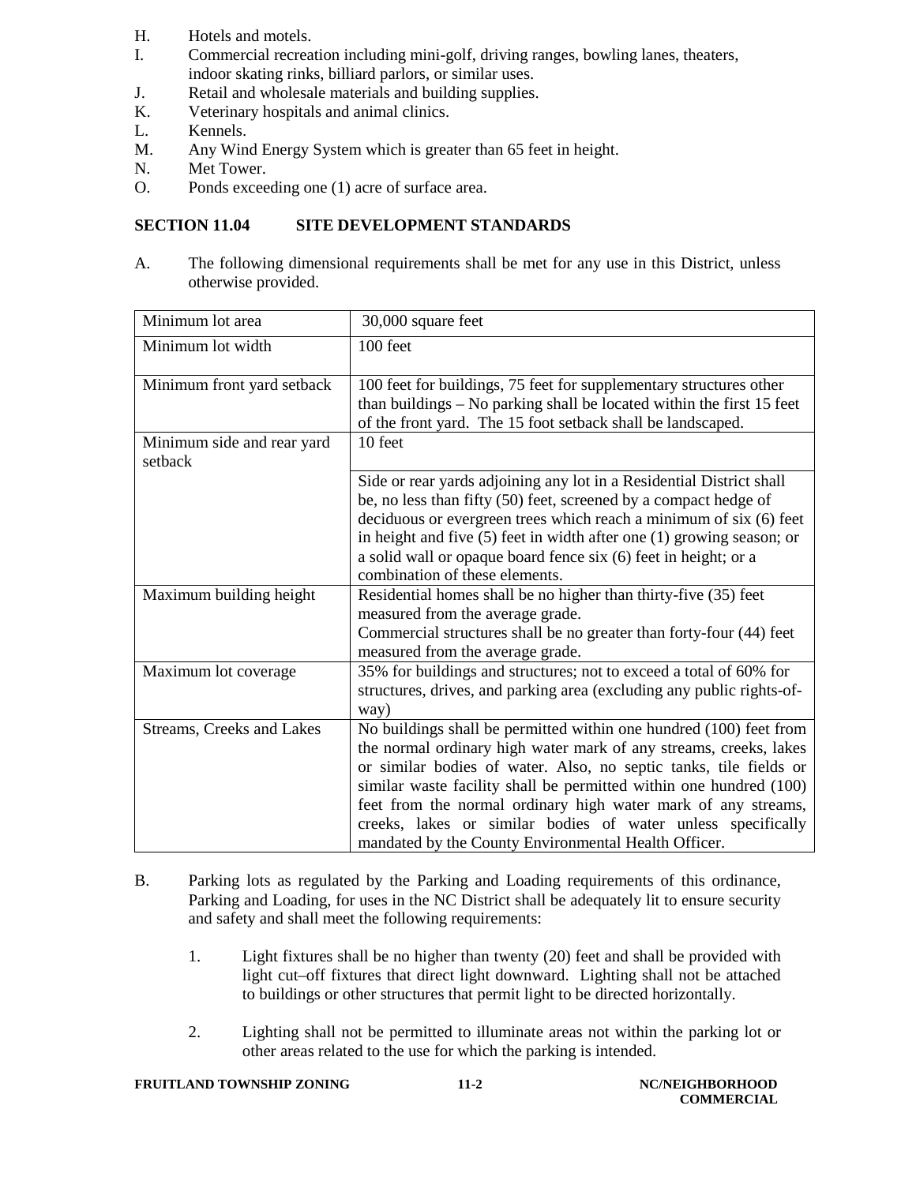H. Hotels and motels.
I. Commercial recreation including mini-golf, driving ranges, bowling lanes, theaters, indoor skating rinks, billiard parlors, or similar uses.
J. Retail and wholesale materials and building supplies.
K. Veterinary hospitals and animal clinics.
L. Kennels.
M. Any Wind Energy System which is greater than 65 feet in height.
N. Met Tower.
O. Ponds exceeding one (1) acre of surface area.

## SECTION 11.04 SITE DEVELOPMENT STANDARDS

A. The following dimensional requirements shall be met for any use in this District, unless otherwise provided.

| | |
|---|---|
| Minimum lot area | 30,000 square feet |
| Minimum lot width | 100 feet |
| Minimum front yard setback | 100 feet for buildings, 75 feet for supplementary structures other than buildings – No parking shall be located within the first 15 feet of the front yard. The 15 foot setback shall be landscaped. |
| Minimum side and rear yard setback | 10 feet |
| | Side or rear yards adjoining any lot in a Residential District shall be, no less than fifty (50) feet, screened by a compact hedge of deciduous or evergreen trees which reach a minimum of six (6) feet in height and five (5) feet in width after one (1) growing season; or a solid wall or opaque board fence six (6) feet in height; or a combination of these elements. |
| Maximum building height | Residential homes shall be no higher than thirty-five (35) feet measured from the average grade.<br>Commercial structures shall be no greater than forty-four (44) feet measured from the average grade. |
| Maximum lot coverage | 35% for buildings and structures; not to exceed a total of 60% for structures, drives, and parking area (excluding any public rights-of-way) |
| Streams, Creeks and Lakes | No buildings shall be permitted within one hundred (100) feet from the normal ordinary high water mark of any streams, creeks, lakes or similar bodies of water. Also, no septic tanks, tile fields or similar waste facility shall be permitted within one hundred (100) feet from the normal ordinary high water mark of any streams, creeks, lakes or similar bodies of water unless specifically mandated by the County Environmental Health Officer. |

B. Parking lots as regulated by the Parking and Loading requirements of this ordinance, Parking and Loading, for uses in the NC District shall be adequately lit to ensure security and safety and shall meet the following requirements:

1. Light fixtures shall be no higher than twenty (20) feet and shall be provided with light cut–off fixtures that direct light downward. Lighting shall not be attached to buildings or other structures that permit light to be directed horizontally.

2. Lighting shall not be permitted to illuminate areas not within the parking lot or other areas related to the use for which the parking is intended.